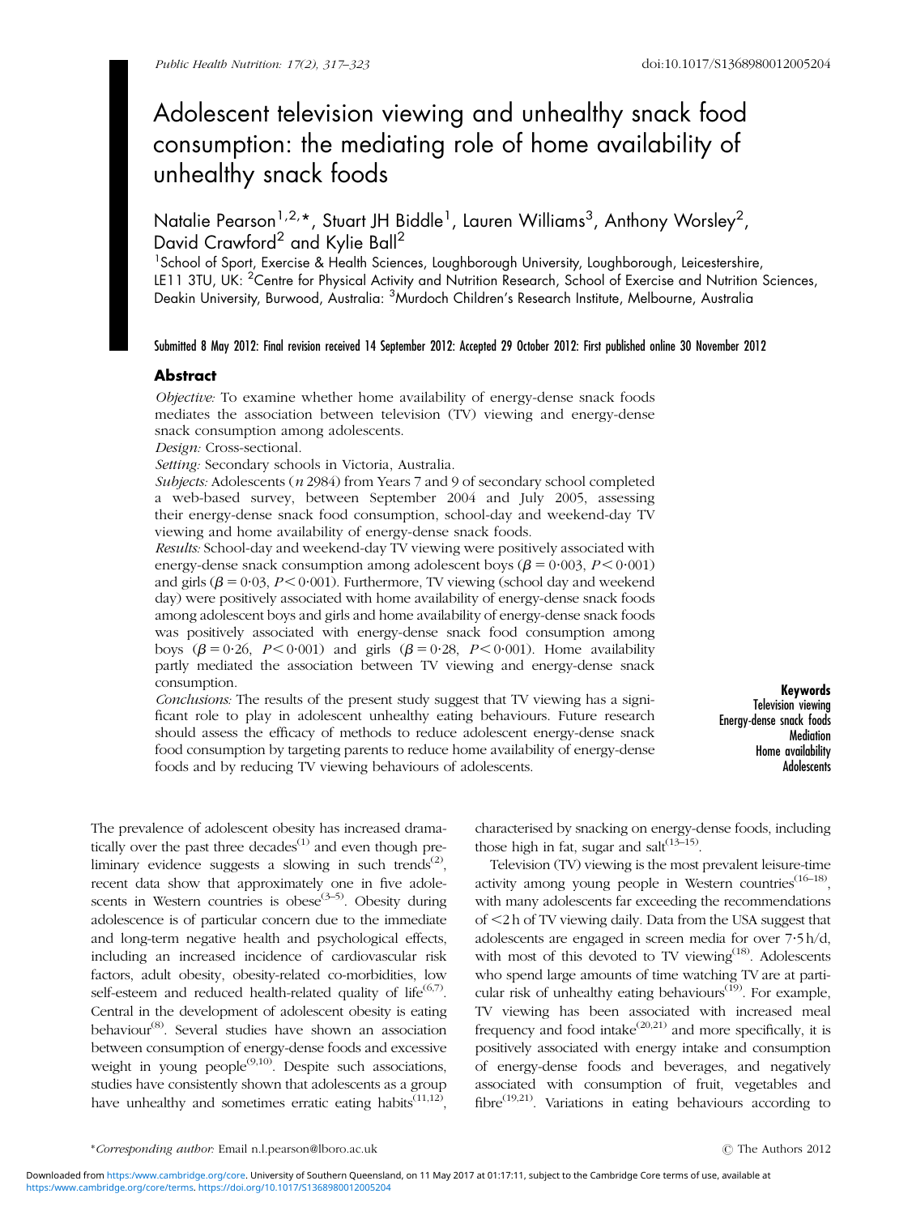# Adolescent television viewing and unhealthy snack food consumption: the mediating role of home availability of unhealthy snack foods

Natalie Pearson[1,2,*], Stuart JH Biddle[1], Lauren Williams[3], Anthony Worsley[2], David Crawford[2] and Kylie Ball[2]

[1]School of Sport, Exercise & Health Sciences, Loughborough University, Loughborough, Leicestershire, LE11 3TU, UK: [2]Centre for Physical Activity and Nutrition Research, School of Exercise and Nutrition Sciences, Deakin University, Burwood, Australia: [3]Murdoch Children's Research Institute, Melbourne, Australia

Submitted 8 May 2012: Final revision received 14 September 2012: Accepted 29 October 2012: First published online 30 November 2012

## Abstract

*Objective:* To examine whether home availability of energy-dense snack foods mediates the association between television (TV) viewing and energy-dense snack consumption among adolescents.

*Design:* Cross-sectional.

*Setting:* Secondary schools in Victoria, Australia.

*Subjects:* Adolescents ($n$ 2984) from Years 7 and 9 of secondary school completed a web-based survey, between September 2004 and July 2005, assessing their energy-dense snack food consumption, school-day and weekend-day TV viewing and home availability of energy-dense snack foods.

*Results:* School-day and weekend-day TV viewing were positively associated with energy-dense snack consumption among adolescent boys ($\beta = 0{\cdot}003$, $P < 0{\cdot}001$) and girls ($\beta = 0{\cdot}03$, $P < 0{\cdot}001$). Furthermore, TV viewing (school day and weekend day) were positively associated with home availability of energy-dense snack foods among adolescent boys and girls and home availability of energy-dense snack foods was positively associated with energy-dense snack food consumption among boys ($\beta = 0{\cdot}26$, $P < 0{\cdot}001$) and girls ($\beta = 0{\cdot}28$, $P < 0{\cdot}001$). Home availability partly mediated the association between TV viewing and energy-dense snack consumption.

*Conclusions:* The results of the present study suggest that TV viewing has a significant role to play in adolescent unhealthy eating behaviours. Future research should assess the efficacy of methods to reduce adolescent energy-dense snack food consumption by targeting parents to reduce home availability of energy-dense foods and by reducing TV viewing behaviours of adolescents.

**Keywords**
Television viewing
Energy-dense snack foods
Mediation
Home availability
Adolescents

The prevalence of adolescent obesity has increased dramatically over the past three decades[1] and even though preliminary evidence suggests a slowing in such trends[2], recent data show that approximately one in five adolescents in Western countries is obese[3–5]. Obesity during adolescence is of particular concern due to the immediate and long-term negative health and psychological effects, including an increased incidence of cardiovascular risk factors, adult obesity, obesity-related co-morbidities, low self-esteem and reduced health-related quality of life[6,7]. Central in the development of adolescent obesity is eating behaviour[8]. Several studies have shown an association between consumption of energy-dense foods and excessive weight in young people[9,10]. Despite such associations, studies have consistently shown that adolescents as a group have unhealthy and sometimes erratic eating habits[11,12], characterised by snacking on energy-dense foods, including those high in fat, sugar and salt[13–15].

Television (TV) viewing is the most prevalent leisure-time activity among young people in Western countries[16–18], with many adolescents far exceeding the recommendations of <2 h of TV viewing daily. Data from the USA suggest that adolescents are engaged in screen media for over 7·5 h/d, with most of this devoted to TV viewing[18]. Adolescents who spend large amounts of time watching TV are at particular risk of unhealthy eating behaviours[19]. For example, TV viewing has been associated with increased meal frequency and food intake[20,21] and more specifically, it is positively associated with energy intake and consumption of energy-dense foods and beverages, and negatively associated with consumption of fruit, vegetables and fibre[19,21]. Variations in eating behaviours according to

*Corresponding author: Email n.l.pearson@lboro.ac.uk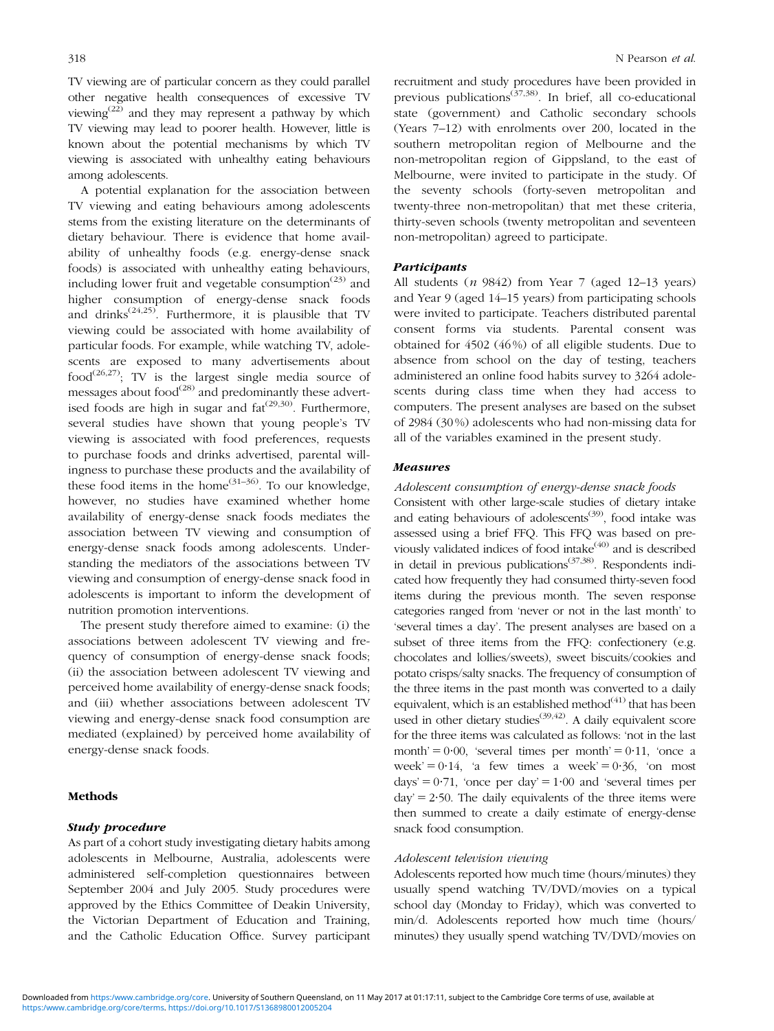TV viewing are of particular concern as they could parallel other negative health consequences of excessive TV viewing[22] and they may represent a pathway by which TV viewing may lead to poorer health. However, little is known about the potential mechanisms by which TV viewing is associated with unhealthy eating behaviours among adolescents.

A potential explanation for the association between TV viewing and eating behaviours among adolescents stems from the existing literature on the determinants of dietary behaviour. There is evidence that home availability of unhealthy foods (e.g. energy-dense snack foods) is associated with unhealthy eating behaviours, including lower fruit and vegetable consumption[23] and higher consumption of energy-dense snack foods and drinks[24,25]. Furthermore, it is plausible that TV viewing could be associated with home availability of particular foods. For example, while watching TV, adolescents are exposed to many advertisements about food[26,27]; TV is the largest single media source of messages about food[28] and predominantly these advertised foods are high in sugar and fat[29,30]. Furthermore, several studies have shown that young people's TV viewing is associated with food preferences, requests to purchase foods and drinks advertised, parental willingness to purchase these products and the availability of these food items in the home[31–36]. To our knowledge, however, no studies have examined whether home availability of energy-dense snack foods mediates the association between TV viewing and consumption of energy-dense snack foods among adolescents. Understanding the mediators of the associations between TV viewing and consumption of energy-dense snack food in adolescents is important to inform the development of nutrition promotion interventions.

The present study therefore aimed to examine: (i) the associations between adolescent TV viewing and frequency of consumption of energy-dense snack foods; (ii) the association between adolescent TV viewing and perceived home availability of energy-dense snack foods; and (iii) whether associations between adolescent TV viewing and energy-dense snack food consumption are mediated (explained) by perceived home availability of energy-dense snack foods.

## Methods

### Study procedure

As part of a cohort study investigating dietary habits among adolescents in Melbourne, Australia, adolescents were administered self-completion questionnaires between September 2004 and July 2005. Study procedures were approved by the Ethics Committee of Deakin University, the Victorian Department of Education and Training, and the Catholic Education Office. Survey participant recruitment and study procedures have been provided in previous publications[37,38]. In brief, all co-educational state (government) and Catholic secondary schools (Years 7–12) with enrolments over 200, located in the southern metropolitan region of Melbourne and the non-metropolitan region of Gippsland, to the east of Melbourne, were invited to participate in the study. Of the seventy schools (forty-seven metropolitan and twenty-three non-metropolitan) that met these criteria, thirty-seven schools (twenty metropolitan and seventeen non-metropolitan) agreed to participate.

### Participants

All students ($n$ 9842) from Year 7 (aged 12–13 years) and Year 9 (aged 14–15 years) from participating schools were invited to participate. Teachers distributed parental consent forms via students. Parental consent was obtained for 4502 (46 %) of all eligible students. Due to absence from school on the day of testing, teachers administered an online food habits survey to 3264 adolescents during class time when they had access to computers. The present analyses are based on the subset of 2984 (30 %) adolescents who had non-missing data for all of the variables examined in the present study.

### Measures

*Adolescent consumption of energy-dense snack foods*

Consistent with other large-scale studies of dietary intake and eating behaviours of adolescents[39], food intake was assessed using a brief FFQ. This FFQ was based on previously validated indices of food intake[40] and is described in detail in previous publications[37,38]. Respondents indicated how frequently they had consumed thirty-seven food items during the previous month. The seven response categories ranged from 'never or not in the last month' to 'several times a day'. The present analyses are based on a subset of three items from the FFQ: confectionery (e.g. chocolates and lollies/sweets), sweet biscuits/cookies and potato crisps/salty snacks. The frequency of consumption of the three items in the past month was converted to a daily equivalent, which is an established method[41] that has been used in other dietary studies[39,42]. A daily equivalent score for the three items was calculated as follows: 'not in the last month' = 0·00, 'several times per month' = 0·11, 'once a week' = 0·14, 'a few times a week' = 0·36, 'on most days' = 0·71, 'once per day' = 1·00 and 'several times per day' = 2·50. The daily equivalents of the three items were then summed to create a daily estimate of energy-dense snack food consumption.

*Adolescent television viewing*

Adolescents reported how much time (hours/minutes) they usually spend watching TV/DVD/movies on a typical school day (Monday to Friday), which was converted to min/d. Adolescents reported how much time (hours/minutes) they usually spend watching TV/DVD/movies on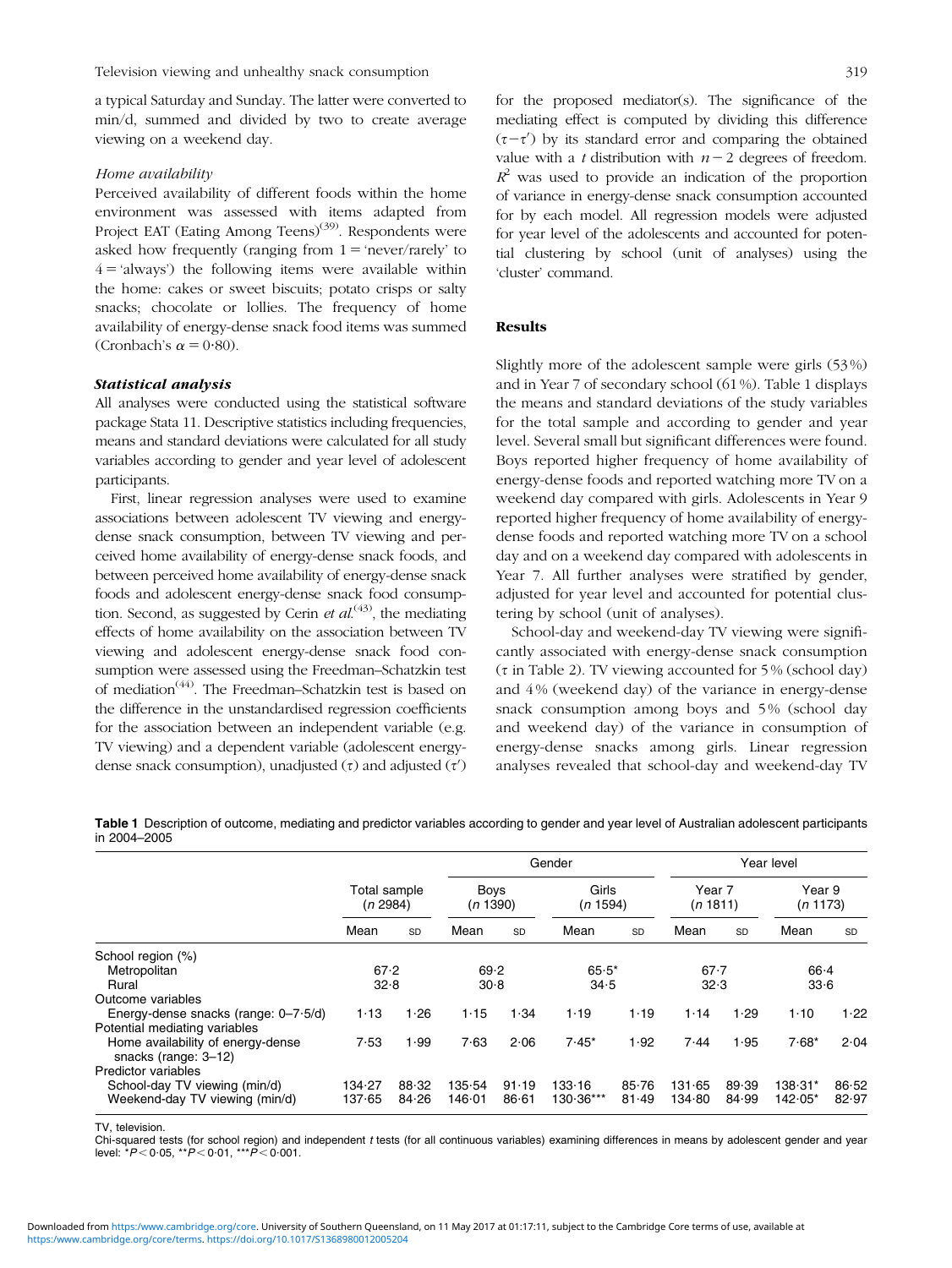a typical Saturday and Sunday. The latter were converted to min/d, summed and divided by two to create average viewing on a weekend day.

*Home availability*

Perceived availability of different foods within the home environment was assessed with items adapted from Project EAT (Eating Among Teens)[39]. Respondents were asked how frequently (ranging from 1 = 'never/rarely' to 4 = 'always') the following items were available within the home: cakes or sweet biscuits; potato crisps or salty snacks; chocolate or lollies. The frequency of home availability of energy-dense snack food items was summed (Cronbach's $\alpha = 0{\cdot}80$).

### Statistical analysis

All analyses were conducted using the statistical software package Stata 11. Descriptive statistics including frequencies, means and standard deviations were calculated for all study variables according to gender and year level of adolescent participants.

First, linear regression analyses were used to examine associations between adolescent TV viewing and energy-dense snack consumption, between TV viewing and perceived home availability of energy-dense snack foods, and between perceived home availability of energy-dense snack foods and adolescent energy-dense snack food consumption. Second, as suggested by Cerin *et al.*[43], the mediating effects of home availability on the association between TV viewing and adolescent energy-dense snack food consumption were assessed using the Freedman–Schatzkin test of mediation[44]. The Freedman–Schatzkin test is based on the difference in the unstandardised regression coefficients for the association between an independent variable (e.g. TV viewing) and a dependent variable (adolescent energy-dense snack consumption), unadjusted ($\tau$) and adjusted ($\tau'$) for the proposed mediator(s). The significance of the mediating effect is computed by dividing this difference ($\tau - \tau'$) by its standard error and comparing the obtained value with a $t$ distribution with $n-2$ degrees of freedom. $R^2$ was used to provide an indication of the proportion of variance in energy-dense snack consumption accounted for by each model. All regression models were adjusted for year level of the adolescents and accounted for potential clustering by school (unit of analyses) using the 'cluster' command.

## Results

Slightly more of the adolescent sample were girls (53 %) and in Year 7 of secondary school (61 %). Table 1 displays the means and standard deviations of the study variables for the total sample and according to gender and year level. Several small but significant differences were found. Boys reported higher frequency of home availability of energy-dense foods and reported watching more TV on a weekend day compared with girls. Adolescents in Year 9 reported higher frequency of home availability of energy-dense foods and reported watching more TV on a school day and on a weekend day compared with adolescents in Year 7. All further analyses were stratified by gender, adjusted for year level and accounted for potential clustering by school (unit of analyses).

School-day and weekend-day TV viewing were significantly associated with energy-dense snack consumption ($\tau$ in Table 2). TV viewing accounted for 5 % (school day) and 4 % (weekend day) of the variance in energy-dense snack consumption among boys and 5 % (school day and weekend day) of the variance in consumption of energy-dense snacks among girls. Linear regression analyses revealed that school-day and weekend-day TV

**Table 1** Description of outcome, mediating and predictor variables according to gender and year level of Australian adolescent participants in 2004–2005

| | Total sample (n 2984) | | Gender | | | | Year level | | | |
|---|---|---|---|---|---|---|---|---|---|---|
| | | | Boys (n 1390) | | Girls (n 1594) | | Year 7 (n 1811) | | Year 9 (n 1173) | |
| | Mean | SD | Mean | SD | Mean | SD | Mean | SD | Mean | SD |
| School region (%) | | | | | | | | | | |
| Metropolitan | 67·2 | | 69·2 | | 65·5* | | 67·7 | | 66·4 | |
| Rural | 32·8 | | 30·8 | | 34·5 | | 32·3 | | 33·6 | |
| Outcome variables | | | | | | | | | | |
| Energy-dense snacks (range: 0–7·5/d) | 1·13 | 1·26 | 1·15 | 1·34 | 1·19 | 1·19 | 1·14 | 1·29 | 1·10 | 1·22 |
| Potential mediating variables | | | | | | | | | | |
| Home availability of energy-dense snacks (range: 3–12) | 7·53 | 1·99 | 7·63 | 2·06 | 7·45* | 1·92 | 7·44 | 1·95 | 7·68* | 2·04 |
| Predictor variables | | | | | | | | | | |
| School-day TV viewing (min/d) | 134·27 | 88·32 | 135·54 | 91·19 | 133·16 | 85·76 | 131·65 | 89·39 | 138·31* | 86·52 |
| Weekend-day TV viewing (min/d) | 137·65 | 84·26 | 146·01 | 86·61 | 130·36*** | 81·49 | 134·80 | 84·99 | 142·05* | 82·97 |

TV, television.

Chi-squared tests (for school region) and independent $t$ tests (for all continuous variables) examining differences in means by adolescent gender and year level: $^{*}P < 0{\cdot}05$, $^{**}P < 0{\cdot}01$, $^{***}P < 0{\cdot}001$.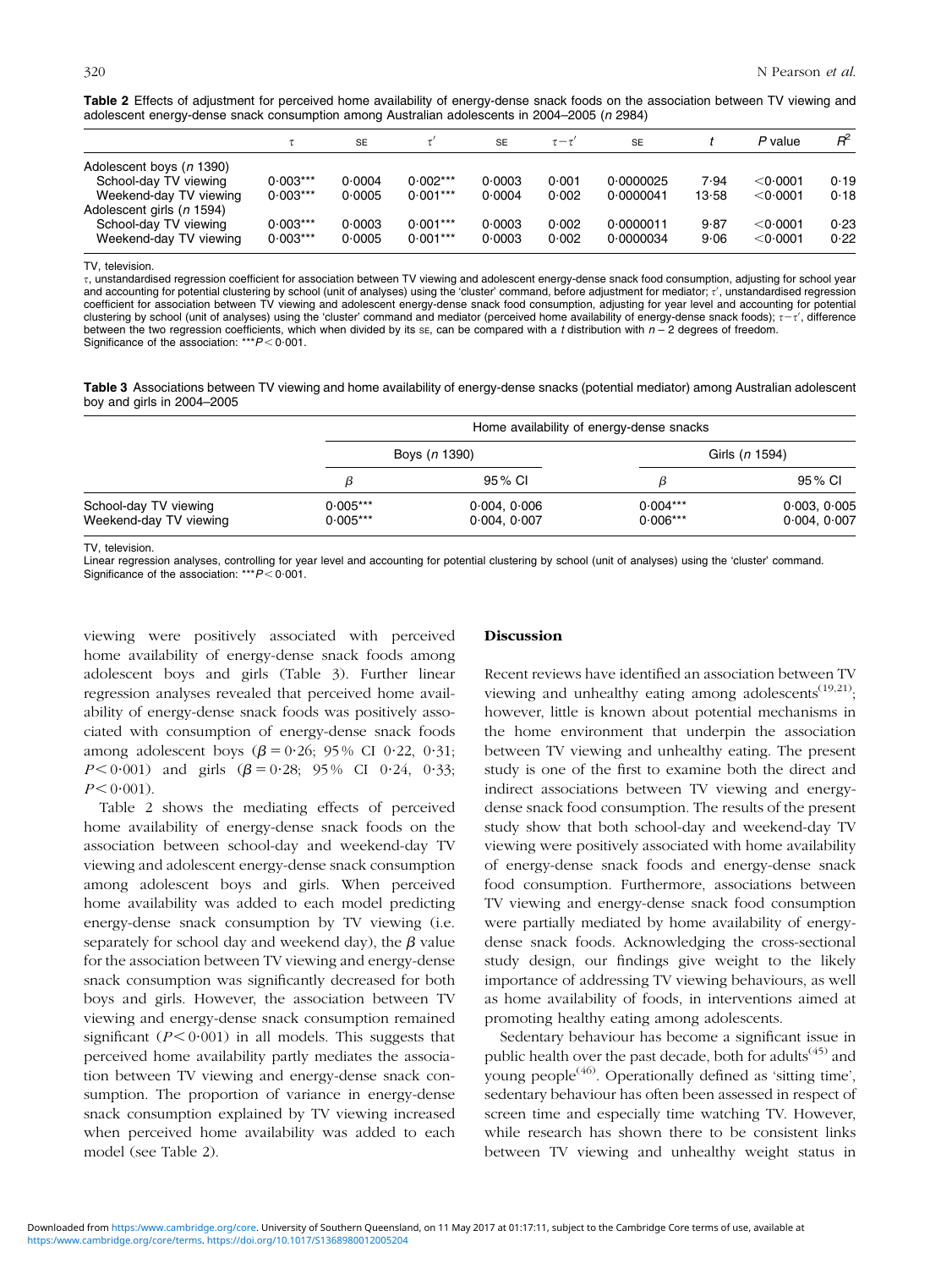**Table 2** Effects of adjustment for perceived home availability of energy-dense snack foods on the association between TV viewing and adolescent energy-dense snack consumption among Australian adolescents in 2004–2005 (*n* 2984)

| | $\tau$ | SE | $\tau'$ | SE | $\tau-\tau'$ | SE | *t* | *P* value | $R^2$ |
|---|---|---|---|---|---|---|---|---|---|
| Adolescent boys (*n* 1390) | | | | | | | | | |
| School-day TV viewing | 0·003*** | 0·0004 | 0·002*** | 0·0003 | 0·001 | 0·0000025 | 7·94 | <0·0001 | 0·19 |
| Weekend-day TV viewing | 0·003*** | 0·0005 | 0·001*** | 0·0004 | 0·002 | 0·0000041 | 13·58 | <0·0001 | 0·18 |
| Adolescent girls (*n* 1594) | | | | | | | | | |
| School-day TV viewing | 0·003*** | 0·0003 | 0·001*** | 0·0003 | 0·002 | 0·0000011 | 9·87 | <0·0001 | 0·23 |
| Weekend-day TV viewing | 0·003*** | 0·0005 | 0·001*** | 0·0003 | 0·002 | 0·0000034 | 9·06 | <0·0001 | 0·22 |

TV, television.

$\tau$, unstandardised regression coefficient for association between TV viewing and adolescent energy-dense snack food consumption, adjusting for school year and accounting for potential clustering by school (unit of analyses) using the 'cluster' command, before adjustment for mediator; $\tau'$, unstandardised regression coefficient for association between TV viewing and adolescent energy-dense snack food consumption, adjusting for year level and accounting for potential clustering by school (unit of analyses) using the 'cluster' command and mediator (perceived home availability of energy-dense snack foods); $\tau-\tau'$, difference between the two regression coefficients, which when divided by its SE, can be compared with a *t* distribution with $n-2$ degrees of freedom.
Significance of the association: \*\*\*$P<0·001$.

**Table 3** Associations between TV viewing and home availability of energy-dense snacks (potential mediator) among Australian adolescent boy and girls in 2004–2005

| | Home availability of energy-dense snacks | | | |
|---|---|---|---|---|
| | Boys (*n* 1390) | | Girls (*n* 1594) | |
| | $\beta$ | 95 % CI | $\beta$ | 95 % CI |
| School-day TV viewing | 0·005*** | 0·004, 0·006 | 0·004*** | 0·003, 0·005 |
| Weekend-day TV viewing | 0·005*** | 0·004, 0·007 | 0·006*** | 0·004, 0·007 |

TV, television.

Linear regression analyses, controlling for year level and accounting for potential clustering by school (unit of analyses) using the 'cluster' command.
Significance of the association: \*\*\*$P<0·001$.

viewing were positively associated with perceived home availability of energy-dense snack foods among adolescent boys and girls (Table 3). Further linear regression analyses revealed that perceived home availability of energy-dense snack foods was positively associated with consumption of energy-dense snack foods among adolescent boys ($\beta = 0·26$; 95 % CI 0·22, 0·31; $P<0·001$) and girls ($\beta = 0·28$; 95 % CI 0·24, 0·33; $P<0·001$).

Table 2 shows the mediating effects of perceived home availability of energy-dense snack foods on the association between school-day and weekend-day TV viewing and adolescent energy-dense snack consumption among adolescent boys and girls. When perceived home availability was added to each model predicting energy-dense snack consumption by TV viewing (i.e. separately for school day and weekend day), the $\beta$ value for the association between TV viewing and energy-dense snack consumption was significantly decreased for both boys and girls. However, the association between TV viewing and energy-dense snack consumption remained significant ($P<0·001$) in all models. This suggests that perceived home availability partly mediates the association between TV viewing and energy-dense snack consumption. The proportion of variance in energy-dense snack consumption explained by TV viewing increased when perceived home availability was added to each model (see Table 2).

## Discussion

Recent reviews have identified an association between TV viewing and unhealthy eating among adolescents[19,21]; however, little is known about potential mechanisms in the home environment that underpin the association between TV viewing and unhealthy eating. The present study is one of the first to examine both the direct and indirect associations between TV viewing and energy-dense snack food consumption. The results of the present study show that both school-day and weekend-day TV viewing were positively associated with home availability of energy-dense snack foods and energy-dense snack food consumption. Furthermore, associations between TV viewing and energy-dense snack food consumption were partially mediated by home availability of energy-dense snack foods. Acknowledging the cross-sectional study design, our findings give weight to the likely importance of addressing TV viewing behaviours, as well as home availability of foods, in interventions aimed at promoting healthy eating among adolescents.

Sedentary behaviour has become a significant issue in public health over the past decade, both for adults[45] and young people[46]. Operationally defined as 'sitting time', sedentary behaviour has often been assessed in respect of screen time and especially time watching TV. However, while research has shown there to be consistent links between TV viewing and unhealthy weight status in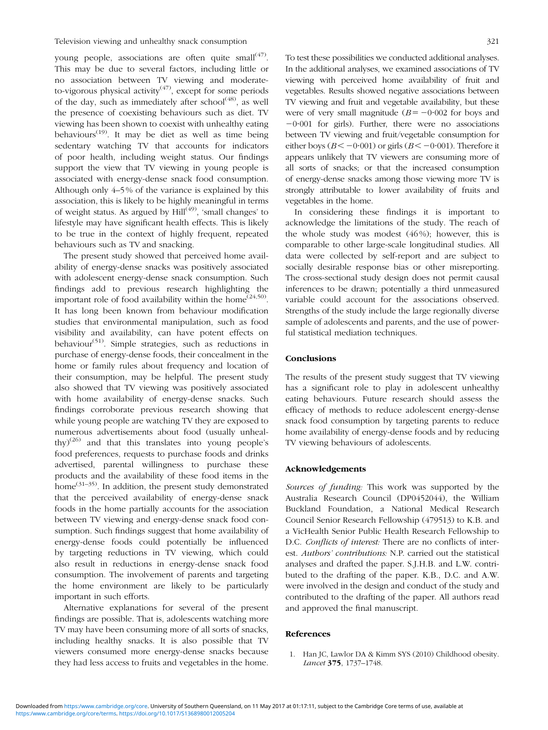young people, associations are often quite small[47]. This may be due to several factors, including little or no association between TV viewing and moderate-to-vigorous physical activity[47], except for some periods of the day, such as immediately after school[48], as well the presence of coexisting behaviours such as diet. TV viewing has been shown to coexist with unhealthy eating behaviours[19]. It may be diet as well as time being sedentary watching TV that accounts for indicators of poor health, including weight status. Our findings support the view that TV viewing in young people is associated with energy-dense snack food consumption. Although only 4–5 % of the variance is explained by this association, this is likely to be highly meaningful in terms of weight status. As argued by Hill[49], 'small changes' to lifestyle may have significant health effects. This is likely to be true in the context of highly frequent, repeated behaviours such as TV and snacking.

The present study showed that perceived home availability of energy-dense snacks was positively associated with adolescent energy-dense snack consumption. Such findings add to previous research highlighting the important role of food availability within the home[24,50]. It has long been known from behaviour modification studies that environmental manipulation, such as food visibility and availability, can have potent effects on behaviour[51]. Simple strategies, such as reductions in purchase of energy-dense foods, their concealment in the home or family rules about frequency and location of their consumption, may be helpful. The present study also showed that TV viewing was positively associated with home availability of energy-dense snacks. Such findings corroborate previous research showing that while young people are watching TV they are exposed to numerous advertisements about food (usually unhealthy)[26] and that this translates into young people's food preferences, requests to purchase foods and drinks advertised, parental willingness to purchase these products and the availability of these food items in the home[31–35]. In addition, the present study demonstrated that the perceived availability of energy-dense snack foods in the home partially accounts for the association between TV viewing and energy-dense snack food consumption. Such findings suggest that home availability of energy-dense foods could potentially be influenced by targeting reductions in TV viewing, which could also result in reductions in energy-dense snack food consumption. The involvement of parents and targeting the home environment are likely to be particularly important in such efforts.

Alternative explanations for several of the present findings are possible. That is, adolescents watching more TV may have been consuming more of all sorts of snacks, including healthy snacks. It is also possible that TV viewers consumed more energy-dense snacks because they had less access to fruits and vegetables in the home. To test these possibilities we conducted additional analyses. In the additional analyses, we examined associations of TV viewing with perceived home availability of fruit and vegetables. Results showed negative associations between TV viewing and fruit and vegetable availability, but these were of very small magnitude ($B = -0{\cdot}002$ for boys and $-0{\cdot}001$ for girls). Further, there were no associations between TV viewing and fruit/vegetable consumption for either boys ($B < -0{\cdot}001$) or girls ($B < -0{\cdot}001$). Therefore it appears unlikely that TV viewers are consuming more of all sorts of snacks; or that the increased consumption of energy-dense snacks among those viewing more TV is strongly attributable to lower availability of fruits and vegetables in the home.

In considering these findings it is important to acknowledge the limitations of the study. The reach of the whole study was modest (46 %); however, this is comparable to other large-scale longitudinal studies. All data were collected by self-report and are subject to socially desirable response bias or other misreporting. The cross-sectional study design does not permit causal inferences to be drawn; potentially a third unmeasured variable could account for the associations observed. Strengths of the study include the large regionally diverse sample of adolescents and parents, and the use of powerful statistical mediation techniques.

## Conclusions

The results of the present study suggest that TV viewing has a significant role to play in adolescent unhealthy eating behaviours. Future research should assess the efficacy of methods to reduce adolescent energy-dense snack food consumption by targeting parents to reduce home availability of energy-dense foods and by reducing TV viewing behaviours of adolescents.

## Acknowledgements

*Sources of funding:* This work was supported by the Australia Research Council (DP0452044), the William Buckland Foundation, a National Medical Research Council Senior Research Fellowship (479513) to K.B. and a VicHealth Senior Public Health Research Fellowship to D.C. *Conflicts of interest:* There are no conflicts of interest. *Authors' contributions:* N.P. carried out the statistical analyses and drafted the paper. S.J.H.B. and L.W. contributed to the drafting of the paper. K.B., D.C. and A.W. were involved in the design and conduct of the study and contributed to the drafting of the paper. All authors read and approved the final manuscript.

## References

1. Han JC, Lawlor DA & Kimm SYS (2010) Childhood obesity. *Lancet* **375**, 1737–1748.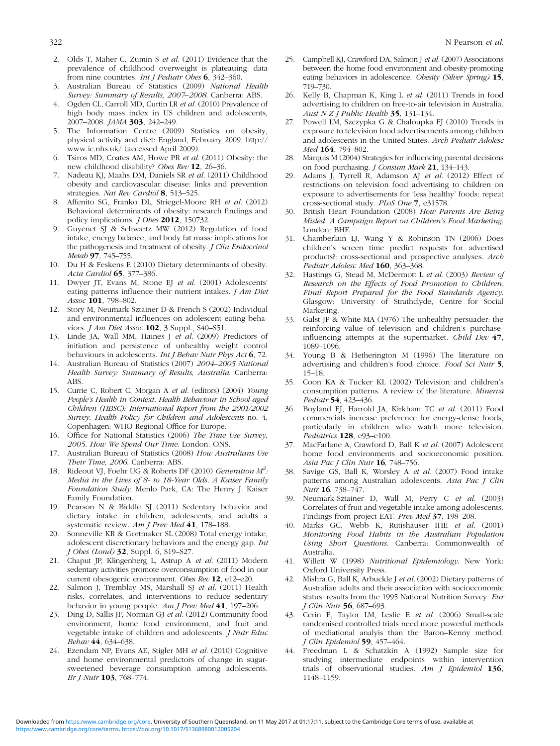2. Olds T, Maher C, Zumin S *et al.* (2011) Evidence that the prevalence of childhood overweight is plateauing: data from nine countries. *Int J Pediatr Obes* **6**, 342–360.
3. Australian Bureau of Statistics (2009) *National Health Survey: Summary of Results, 2007–2008*. Canberra: ABS.
4. Ogden CL, Carroll MD, Curtin LR *et al.* (2010) Prevalence of high body mass index in US children and adolescents, 2007–2008. *JAMA* **303**, 242–249.
5. The Information Centre (2009) Statistics on obesity, physical activity and diet: England, February 2009. http://www.ic.nhs.uk/ (accessed April 2009).
6. Tsiros MD, Coates AM, Howe PR *et al.* (2011) Obesity: the new childhood disability? *Obes Rev* **12**, 26–36.
7. Nadeau KJ, Maahs DM, Daniels SR *et al.* (2011) Childhood obesity and cardiovascular disease: links and prevention strategies. *Nat Rev Cardiol* **8**, 513–525.
8. Affenito SG, Franko DL, Striegel-Moore RH *et al.* (2012) Behavioral determinants of obesity: research findings and policy implications. *J Obes* **2012**, 150732.
9. Guyenet SJ & Schwartz MW (2012) Regulation of food intake, energy balance, and body fat mass: implications for the pathogenesis and treatment of obesity. *J Clin Endocrinol Metab* **97**, 745–755.
10. Du H & Feskens E (2010) Dietary determinants of obesity. *Acta Cardiol* **65**, 377–386.
11. Dwyer JT, Evans M, Stone EJ *et al.* (2001) Adolescents' eating patterns influence their nutrient intakes. *J Am Diet Assoc* **101**, 798–802.
12. Story M, Neumark-Sztainer D & French S (2002) Individual and environmental influences on adolescent eating behaviors. *J Am Diet Assoc* **102**, 3 Suppl., S40–S51.
13. Linde JA, Wall MM, Haines J *et al.* (2009) Predictors of initiation and persistence of unhealthy weight control behaviours in adolescents. *Int J Behav Nutr Phys Act* **6**, 72.
14. Australian Bureau of Statistics (2007) *2004–2005 National Health Survey: Summary of Results, Australia*. Canberra: ABS.
15. Currie C, Robert C, Morgan A *et al.* (editors) (2004) *Young People's Health in Context. Health Behaviour in School-aged Children (HBSC): International Report from the 2001/2002 Survey. Health Policy for Children and Adolescents* no. 4. Copenhagen: WHO Regional Office for Europe.
16. Office for National Statistics (2006) *The Time Use Survey, 2005. How We Spend Our Time*. London: ONS.
17. Australian Bureau of Statistics (2008) *How Australians Use Their Time, 2006*. Canberra: ABS.
18. Rideout VJ, Foehr UG & Roberts DF (2010) *Generation $M^2$: Media in the Lives of 8- to 18-Year Olds. A Kaiser Family Foundation Study*. Menlo Park, CA: The Henry J. Kaiser Family Foundation.
19. Pearson N & Biddle SJ (2011) Sedentary behavior and dietary intake in children, adolescents, and adults a systematic review. *Am J Prev Med* **41**, 178–188.
20. Sonneville KR & Gortmaker SL (2008) Total energy intake, adolescent discretionary behaviors and the energy gap. *Int J Obes (Lond)* **32**, Suppl. 6, S19–S27.
21. Chaput JP, Klingenberg L, Astrup A *et al.* (2011) Modern sedentary activities promote overconsumption of food in our current obesogenic environment. *Obes Rev* **12**, e12–e20.
22. Salmon J, Tremblay MS, Marshall SJ *et al.* (2011) Health risks, correlates, and interventions to reduce sedentary behavior in young people. *Am J Prev Med* **41**, 197–206.
23. Ding D, Sallis JF, Norman GJ *et al.* (2012) Community food environment, home food environment, and fruit and vegetable intake of children and adolescents. *J Nutr Educ Behav* **44**, 634–638.
24. Ezendam NP, Evans AE, Stigler MH *et al.* (2010) Cognitive and home environmental predictors of change in sugar-sweetened beverage consumption among adolescents. *Br J Nutr* **103**, 768–774.
25. Campbell KJ, Crawford DA, Salmon J *et al.* (2007) Associations between the home food environment and obesity-promoting eating behaviors in adolescence. *Obesity (Silver Spring)* **15**, 719–730.
26. Kelly B, Chapman K, King L *et al.* (2011) Trends in food advertising to children on free-to-air television in Australia. *Aust N Z J Public Health* **35**, 131–134.
27. Powell LM, Szczypka G & Chaloupka FJ (2010) Trends in exposure to television food advertisements among children and adolescents in the United States. *Arch Pediatr Adolesc Med* **164**, 794–802.
28. Marquis M (2004) Strategies for influencing parental decisions on food purchasing. *J Consum Mark* **21**, 134–143.
29. Adams J, Tyrrell R, Adamson AJ *et al.* (2012) Effect of restrictions on television food advertising to children on exposure to advertisements for 'less healthy' foods: repeat cross-sectional study. *PLoS One* **7**, e31578.
30. British Heart Foundation (2008) *How Parents Are Being Misled. A Campaign Report on Children's Food Marketing*. London: BHF.
31. Chamberlain LJ, Wang Y & Robinson TN (2006) Does children's screen time predict requests for advertised products?: cross-sectional and prospective analyses. *Arch Pediatr Adolesc Med* **160**, 363–368.
32. Hastings G, Stead M, McDermott L *et al.* (2003) *Review of Research on the Effects of Food Promotion to Children. Final Report Prepared for the Food Standards Agency*. Glasgow: University of Strathclyde, Centre for Social Marketing.
33. Galst JP & White MA (1976) The unhealthy persuader: the reinforcing value of television and children's purchase-influencing attempts at the supermarket. *Child Dev* **47**, 1089–1096.
34. Young B & Hetherington M (1996) The literature on advertising and children's food choice. *Food Sci Nutr* **5**, 15–18.
35. Coon KA & Tucker KL (2002) Television and children's consumption patterns. A review of the literature. *Minerva Pediatr* **54**, 423–436.
36. Boyland EJ, Harrold JA, Kirkham TC *et al.* (2011) Food commercials increase preference for energy-dense foods, particularly in children who watch more television. *Pediatrics* **128**, e93–e100.
37. MacFarlane A, Crawford D, Ball K *et al.* (2007) Adolescent home food environments and socioeconomic position. *Asia Pac J Clin Nutr* **16**, 748–756.
38. Savige GS, Ball K, Worsley A *et al.* (2007) Food intake patterns among Australian adolescents. *Asia Pac J Clin Nutr* **16**, 738–747.
39. Neumark-Sztainer D, Wall M, Perry C *et al.* (2003) Correlates of fruit and vegetable intake among adolescents. Findings from project EAT. *Prev Med* **37**, 198–208.
40. Marks GC, Webb K, Rutishauser IHE *et al.* (2001) *Monitoring Food Habits in the Australian Population Using Short Questions*. Canberra: Commonwealth of Australia.
41. Willett W (1998) *Nutritional Epidemiology*. New York: Oxford University Press.
42. Mishra G, Ball K, Arbuckle J *et al.* (2002) Dietary patterns of Australian adults and their association with socioeconomic status: results from the 1995 National Nutrition Survey. *Eur J Clin Nutr* **56**, 687–693.
43. Cerin E, Taylor LM, Leslie E *et al.* (2006) Small-scale randomised controlled trials need more powerful methods of mediational analysis than the Baron–Kenny method. *J Clin Epidemiol* **59**, 457–464.
44. Freedman L & Schatzkin A (1992) Sample size for studying intermediate endpoints within intervention trials of observational studies. *Am J Epidemiol* **136**, 1148–1159.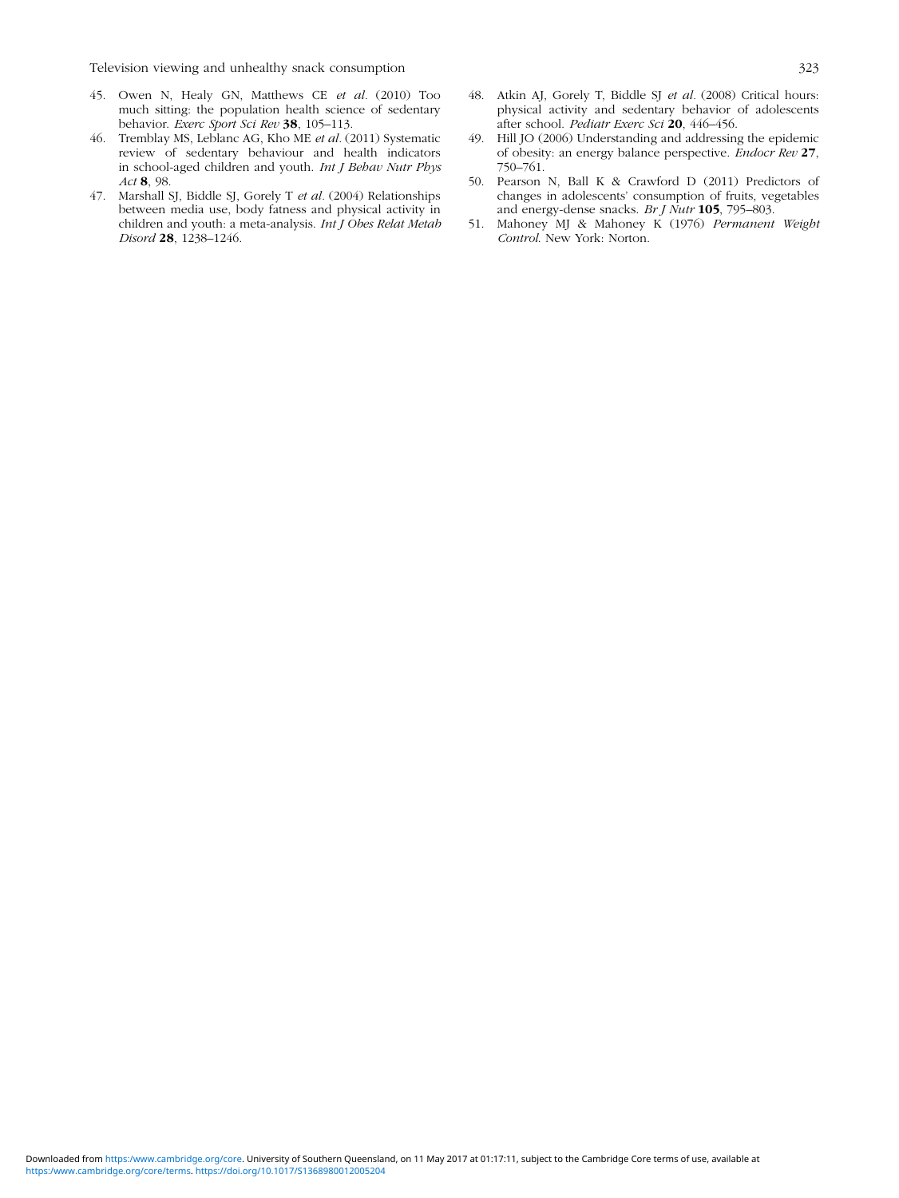45. Owen N, Healy GN, Matthews CE *et al.* (2010) Too much sitting: the population health science of sedentary behavior. *Exerc Sport Sci Rev* **38**, 105–113.
46. Tremblay MS, Leblanc AG, Kho ME *et al.* (2011) Systematic review of sedentary behaviour and health indicators in school-aged children and youth. *Int J Behav Nutr Phys Act* **8**, 98.
47. Marshall SJ, Biddle SJ, Gorely T *et al.* (2004) Relationships between media use, body fatness and physical activity in children and youth: a meta-analysis. *Int J Obes Relat Metab Disord* **28**, 1238–1246.
48. Atkin AJ, Gorely T, Biddle SJ *et al.* (2008) Critical hours: physical activity and sedentary behavior of adolescents after school. *Pediatr Exerc Sci* **20**, 446–456.
49. Hill JO (2006) Understanding and addressing the epidemic of obesity: an energy balance perspective. *Endocr Rev* **27**, 750–761.
50. Pearson N, Ball K & Crawford D (2011) Predictors of changes in adolescents' consumption of fruits, vegetables and energy-dense snacks. *Br J Nutr* **105**, 795–803.
51. Mahoney MJ & Mahoney K (1976) *Permanent Weight Control*. New York: Norton.